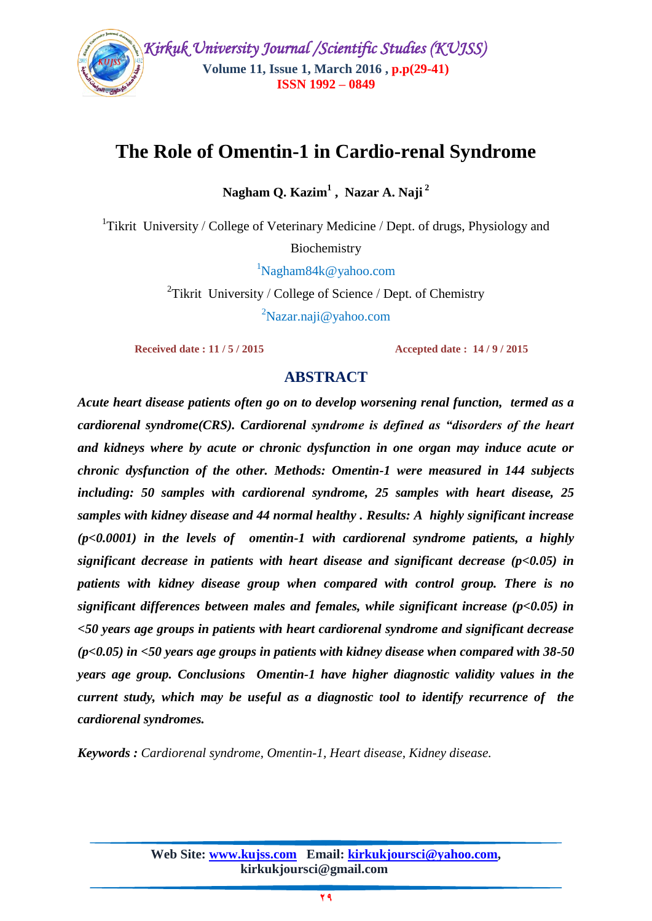# The Role of Omentin-1 in Cardio-renal Syndrome

**Nagham Q. Kazim[1] , Nazar A. Naji[2]**

[1]Tikrit University / College of Veterinary Medicine / Dept. of drugs, Physiology and Biochemistry

[1]Nagham84k@yahoo.com

[2]Tikrit University / College of Science / Dept. of Chemistry

[2]Nazar.naji@yahoo.com

**Received date : 11 / 5 / 2015** **Accepted date : 14 / 9 / 2015**

## ABSTRACT

***Acute heart disease patients often go on to develop worsening renal function, termed as a cardiorenal syndrome(CRS). Cardiorenal syndrome is defined as "disorders of the heart and kidneys where by acute or chronic dysfunction in one organ may induce acute or chronic dysfunction of the other. Methods: Omentin-1 were measured in 144 subjects including: 50 samples with cardiorenal syndrome, 25 samples with heart disease, 25 samples with kidney disease and 44 normal healthy . Results: A highly significant increase (p<0.0001) in the levels of omentin-1 with cardiorenal syndrome patients, a highly significant decrease in patients with heart disease and significant decrease (p<0.05) in patients with kidney disease group when compared with control group. There is no significant differences between males and females, while significant increase (p<0.05) in <50 years age groups in patients with heart cardiorenal syndrome and significant decrease (p<0.05) in <50 years age groups in patients with kidney disease when compared with 38-50 years age group. Conclusions Omentin-1 have higher diagnostic validity values in the current study, which may be useful as a diagnostic tool to identify recurrence of the cardiorenal syndromes.***

***Keywords :*** *Cardiorenal syndrome, Omentin-1, Heart disease, Kidney disease.*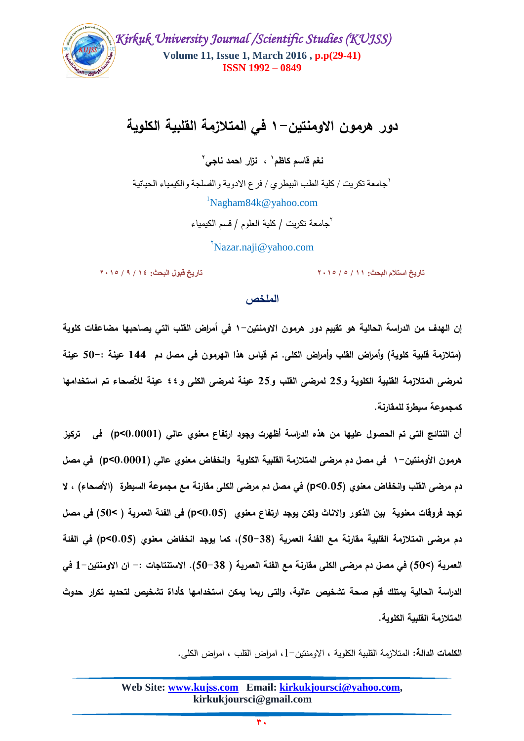# دور هرمون الاومنتين-١ في المتلازمة القلبية الكلوية

**نغم قاسم كاظم[١] ، نزار احمد ناجي[٢]**

[١]جامعة تكريت / كلية الطب البيطري / فرع الادوية والفسلجة والكيمياء الحياتية

[1]Nagham84k@yahoo.com

[٢]جامعة تكريت / كلية العلوم / قسم الكيمياء

[٢]Nazar.naji@yahoo.com

تاريخ استلام البحث: ١١ / ٥ / ٢٠١٥ تاريخ قبول البحث: ١٤ / ٩ / ٢٠١٥

## الملخص

**إن الهدف من الدراسة الحالية هو تقييم دور هرمون الاومنتين-١ في أمراض القلب التي يصاحبها مضاعفات كلوية (متلازمة قلبية كلوية) وأمراض القلب وأمراض الكلى. تم قياس هذا الهرمون في مصل دم 144 عينة :-50 عينة لمرضى المتلازمة القلبية الكلوية و25 لمرضى القلب و25 عينة لمرضى الكلى و٤٤ عينة للأصحاء تم استخدامها كمجموعة سيطرة للمقارنة.**

**أن النتائج التي تم الحصول عليها من هذه الدراسة أظهرت وجود ارتفاع معنوي عالي ($p<0.0001$) في تركيز هرمون الأومنتين-١ في مصل دم مرضى المتلازمة القلبية الكلوية وانخفاض معنوي عالي ($p<0.0001$) في مصل دم مرضى القلب وانخفاض معنوي ($p<0.05$) في مصل دم مرضى الكلى مقارنة مع مجموعة السيطرة (الأصحاء) ، لا توجد فروقات معنوية بين الذكور والاناث ولكن يوجد ارتفاع معنوي ($p<0.05$) في الفئة العمرية ( >50) في مصل دم مرضى المتلازمة القلبية مقارنة مع الفئة العمرية (38-50)، كما يوجد انخفاض معنوي ($p<0.05$) في الفئة العمرية (>50) في مصل دم مرضى الكلى مقارنة مع الفئة العمرية ( 38-50). الاستنتاجات :- ان الاومنتين-1 في الدراسة الحالية يمتلك قيم صحة تشخيص عالية، والتي ربما يمكن استخدامها كأداة تشخيص لتحديد تكرار حدوث المتلازمة القلبية الكلوية.**

**الكلمات الدالة:** المتلازمة القلبية الكلوية ، الاومنتين-1، امراض القلب ، امراض الكلى.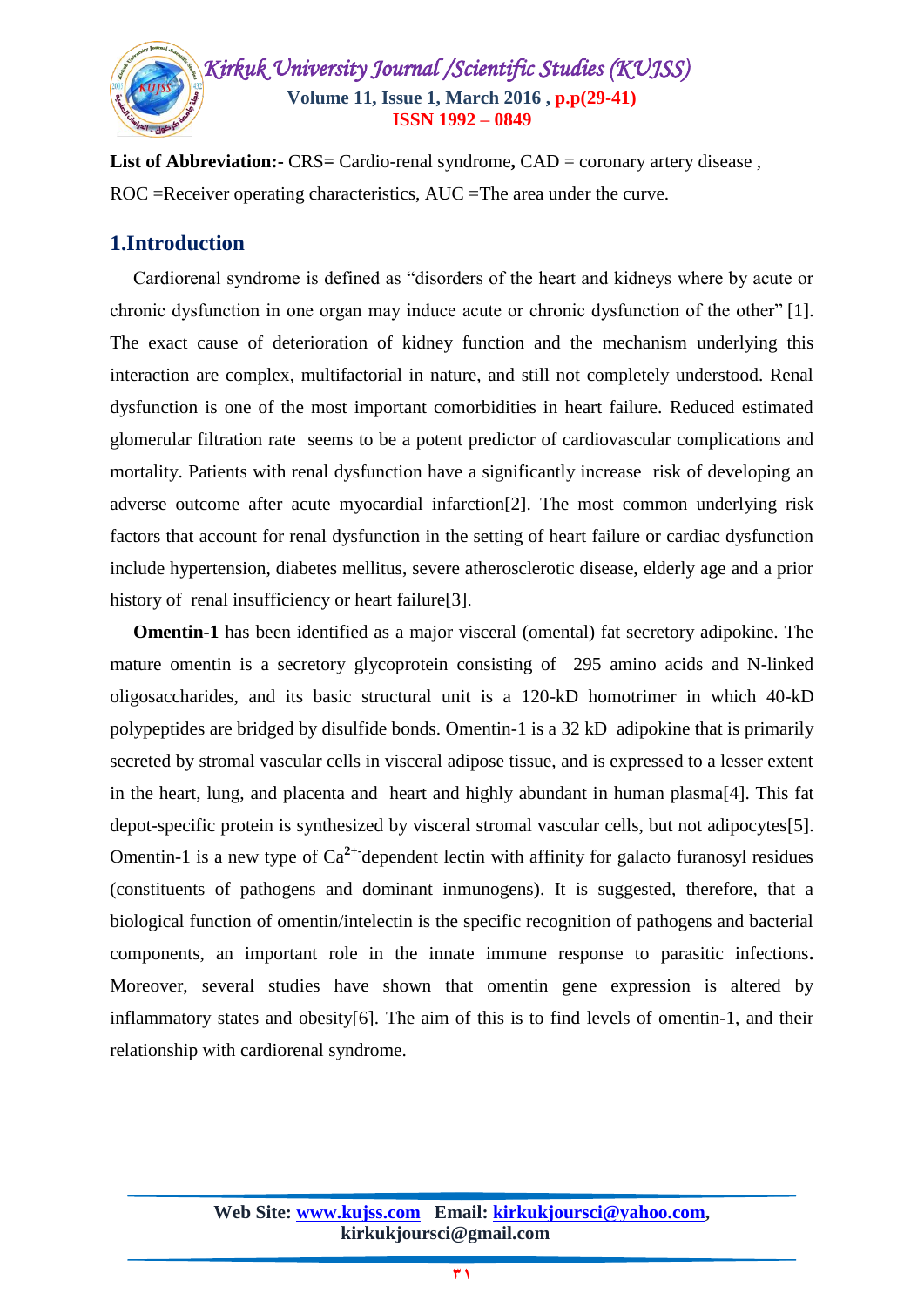**List of Abbreviation:-** CRS= Cardio-renal syndrome**,** CAD = coronary artery disease , ROC =Receiver operating characteristics, AUC =The area under the curve.

## 1.Introduction

Cardiorenal syndrome is defined as "disorders of the heart and kidneys where by acute or chronic dysfunction in one organ may induce acute or chronic dysfunction of the other" [1]. The exact cause of deterioration of kidney function and the mechanism underlying this interaction are complex, multifactorial in nature, and still not completely understood. Renal dysfunction is one of the most important comorbidities in heart failure. Reduced estimated glomerular filtration rate seems to be a potent predictor of cardiovascular complications and mortality. Patients with renal dysfunction have a significantly increase risk of developing an adverse outcome after acute myocardial infarction[2]. The most common underlying risk factors that account for renal dysfunction in the setting of heart failure or cardiac dysfunction include hypertension, diabetes mellitus, severe atherosclerotic disease, elderly age and a prior history of renal insufficiency or heart failure[3].

**Omentin-1** has been identified as a major visceral (omental) fat secretory adipokine. The mature omentin is a secretory glycoprotein consisting of 295 amino acids and N-linked oligosaccharides, and its basic structural unit is a 120-kD homotrimer in which 40-kD polypeptides are bridged by disulfide bonds. Omentin-1 is a 32 kD adipokine that is primarily secreted by stromal vascular cells in visceral adipose tissue, and is expressed to a lesser extent in the heart, lung, and placenta and heart and highly abundant in human plasma[4]. This fat depot-specific protein is synthesized by visceral stromal vascular cells, but not adipocytes[5]. Omentin-1 is a new type of $Ca^{2+}$-dependent lectin with affinity for galacto furanosyl residues (constituents of pathogens and dominant inmunogens). It is suggested, therefore, that a biological function of omentin/intelectin is the specific recognition of pathogens and bacterial components, an important role in the innate immune response to parasitic infections**.** Moreover, several studies have shown that omentin gene expression is altered by inflammatory states and obesity[6]. The aim of this is to find levels of omentin-1, and their relationship with cardiorenal syndrome.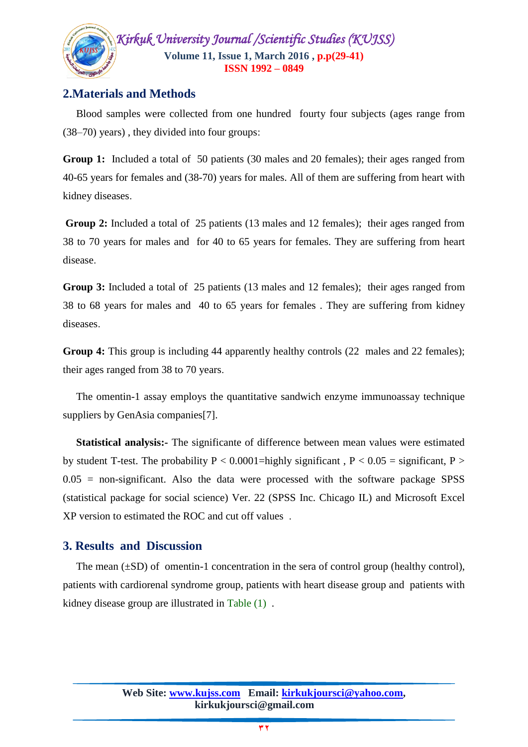## 2.Materials and Methods

Blood samples were collected from one hundred fourty four subjects (ages range from (38–70) years) , they divided into four groups:

**Group 1:** Included a total of 50 patients (30 males and 20 females); their ages ranged from 40-65 years for females and (38-70) years for males. All of them are suffering from heart with kidney diseases.

**Group 2:** Included a total of 25 patients (13 males and 12 females); their ages ranged from 38 to 70 years for males and for 40 to 65 years for females. They are suffering from heart disease.

**Group 3:** Included a total of 25 patients (13 males and 12 females); their ages ranged from 38 to 68 years for males and 40 to 65 years for females . They are suffering from kidney diseases.

**Group 4:** This group is including 44 apparently healthy controls (22 males and 22 females); their ages ranged from 38 to 70 years.

The omentin-1 assay employs the quantitative sandwich enzyme immunoassay technique suppliers by GenAsia companies[7].

**Statistical analysis:-** The significante of difference between mean values were estimated by student T-test. The probability $P < 0.0001$=highly significant , $P < 0.05$ = significant, $P > 0.05$ = non-significant. Also the data were processed with the software package SPSS (statistical package for social science) Ver. 22 (SPSS Inc. Chicago IL) and Microsoft Excel XP version to estimated the ROC and cut off values .

## 3. Results and Discussion

The mean (±SD) of omentin-1 concentration in the sera of control group (healthy control), patients with cardiorenal syndrome group, patients with heart disease group and patients with kidney disease group are illustrated in Table (1) .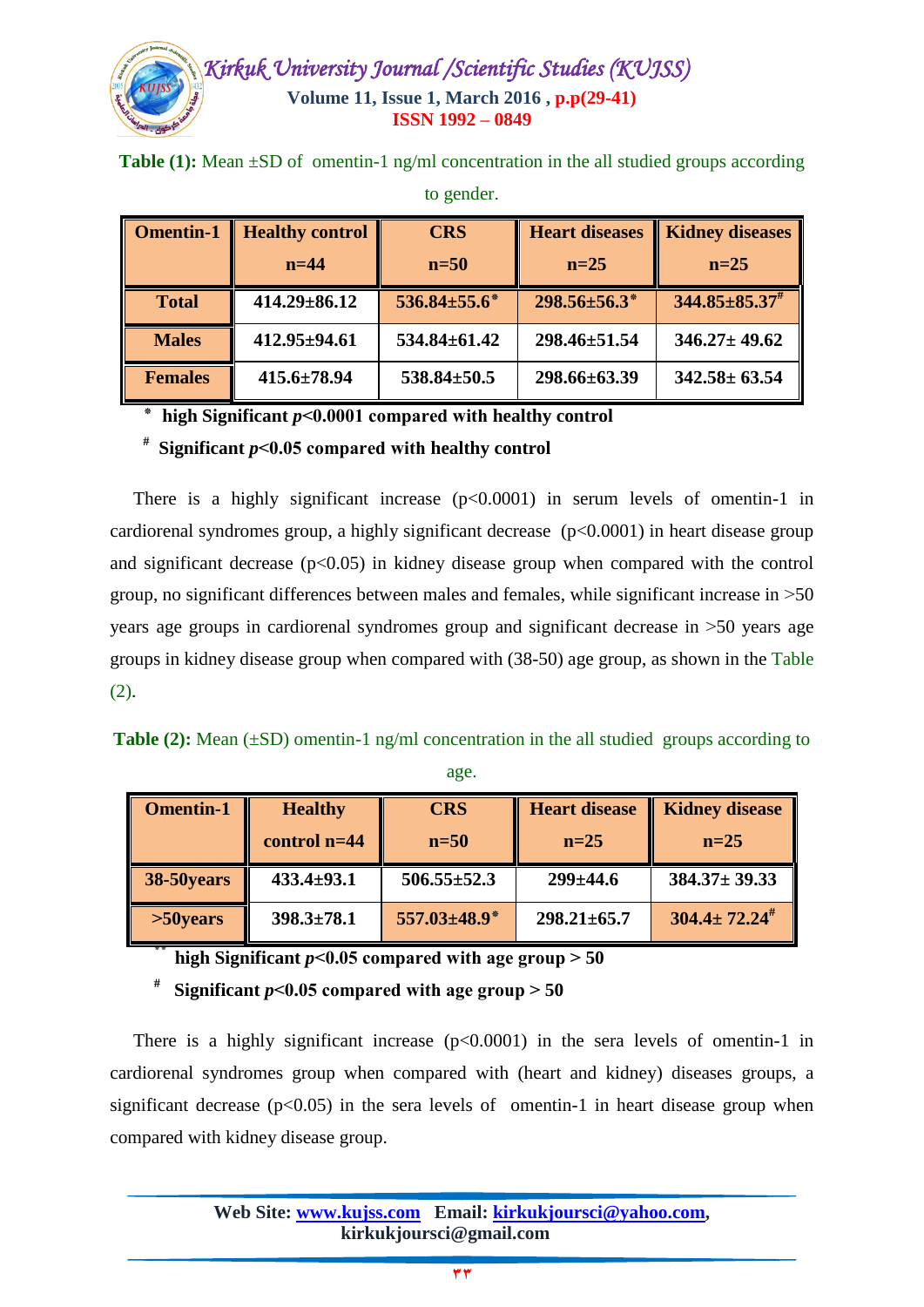**Table (1):** Mean ±SD of omentin-1 ng/ml concentration in the all studied groups according to gender.

| Omentin-1 | Healthy control n=44 | CRS n=50 | Heart diseases n=25 | Kidney diseases n=25 |
|---|---|---|---|---|
| **Total** | **414.29±86.12** | **536.84±55.6*** | **298.56±56.3*** | **344.85±85.37#** |
| **Males** | **412.95±94.61** | **534.84±61.42** | **298.46±51.54** | **346.27± 49.62** |
| **Females** | **415.6±78.94** | **538.84±50.5** | **298.66±63.39** | **342.58± 63.54** |

* **high Significant $p$<0.0001 compared with healthy control**

# **Significant $p$<0.05 compared with healthy control**

There is a highly significant increase (p<0.0001) in serum levels of omentin-1 in cardiorenal syndromes group, a highly significant decrease (p<0.0001) in heart disease group and significant decrease (p<0.05) in kidney disease group when compared with the control group, no significant differences between males and females, while significant increase in >50 years age groups in cardiorenal syndromes group and significant decrease in >50 years age groups in kidney disease group when compared with (38-50) age group, as shown in the Table (2).

**Table (2):** Mean (±SD) omentin-1 ng/ml concentration in the all studied groups according to age.

| Omentin-1 | Healthy control n=44 | CRS n=50 | Heart disease n=25 | Kidney disease n=25 |
|---|---|---|---|---|
| **38-50years** | **433.4±93.1** | **506.55±52.3** | **299±44.6** | **384.37± 39.33** |
| **>50years** | **398.3±78.1** | **557.03±48.9*** | **298.21±65.7** | **304.4± 72.24#** |

** **high Significant $p$<0.05 compared with age group > 50**

# **Significant $p$<0.05 compared with age group > 50**

There is a highly significant increase (p<0.0001) in the sera levels of omentin-1 in cardiorenal syndromes group when compared with (heart and kidney) diseases groups, a significant decrease (p<0.05) in the sera levels of omentin-1 in heart disease group when compared with kidney disease group.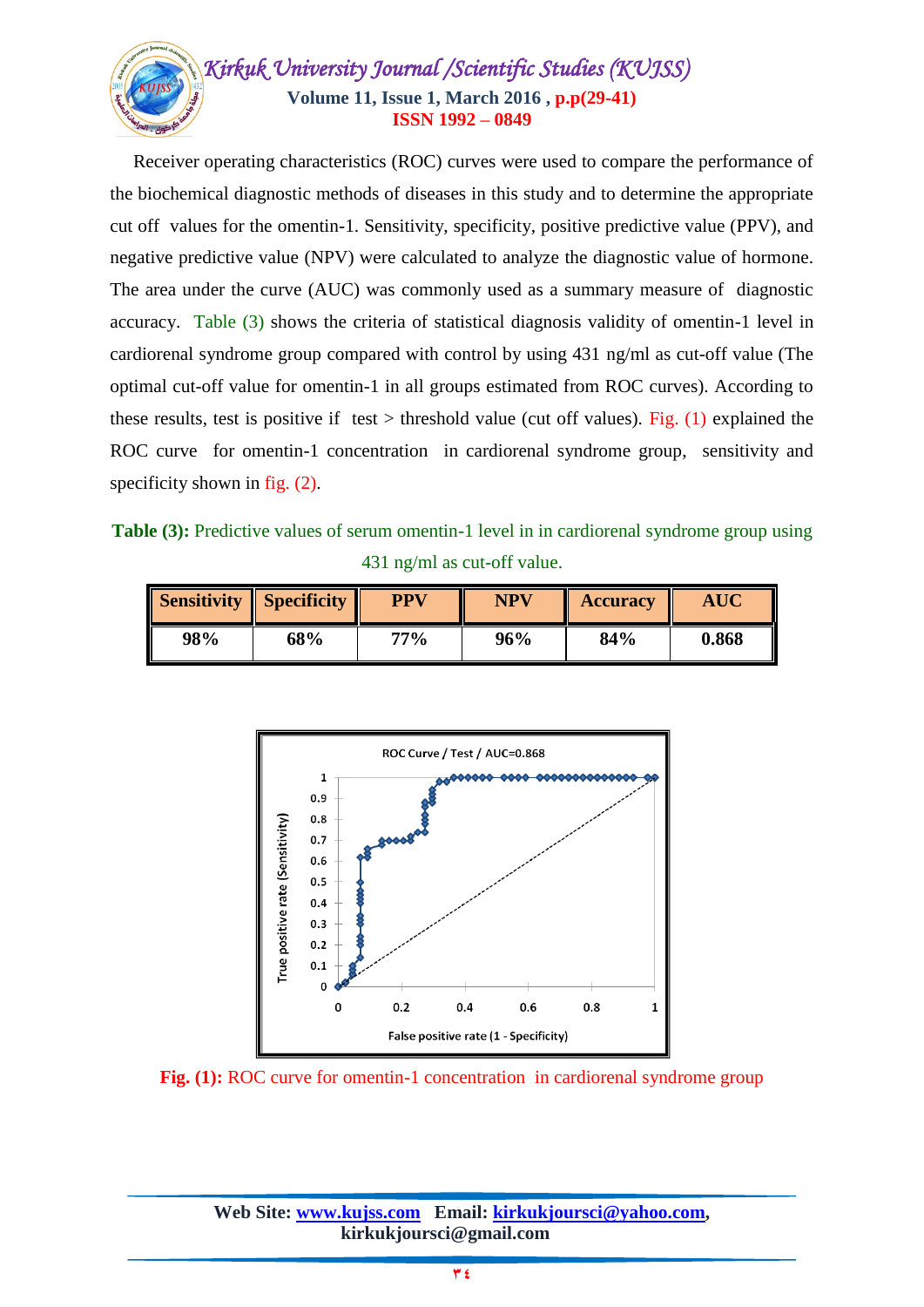Receiver operating characteristics (ROC) curves were used to compare the performance of the biochemical diagnostic methods of diseases in this study and to determine the appropriate cut off values for the omentin-1. Sensitivity, specificity, positive predictive value (PPV), and negative predictive value (NPV) were calculated to analyze the diagnostic value of hormone. The area under the curve (AUC) was commonly used as a summary measure of diagnostic accuracy. Table (3) shows the criteria of statistical diagnosis validity of omentin-1 level in cardiorenal syndrome group compared with control by using 431 ng/ml as cut-off value (The optimal cut-off value for omentin-1 in all groups estimated from ROC curves). According to these results, test is positive if test > threshold value (cut off values). Fig. (1) explained the ROC curve for omentin-1 concentration in cardiorenal syndrome group, sensitivity and specificity shown in fig. (2).

**Table (3):** Predictive values of serum omentin-1 level in in cardiorenal syndrome group using 431 ng/ml as cut-off value.

| Sensitivity | Specificity | PPV | NPV | Accuracy | AUC |
|---|---|---|---|---|---|
| 98% | 68% | 77% | 96% | 84% | 0.868 |

**Fig. (1):** ROC curve for omentin-1 concentration in cardiorenal syndrome group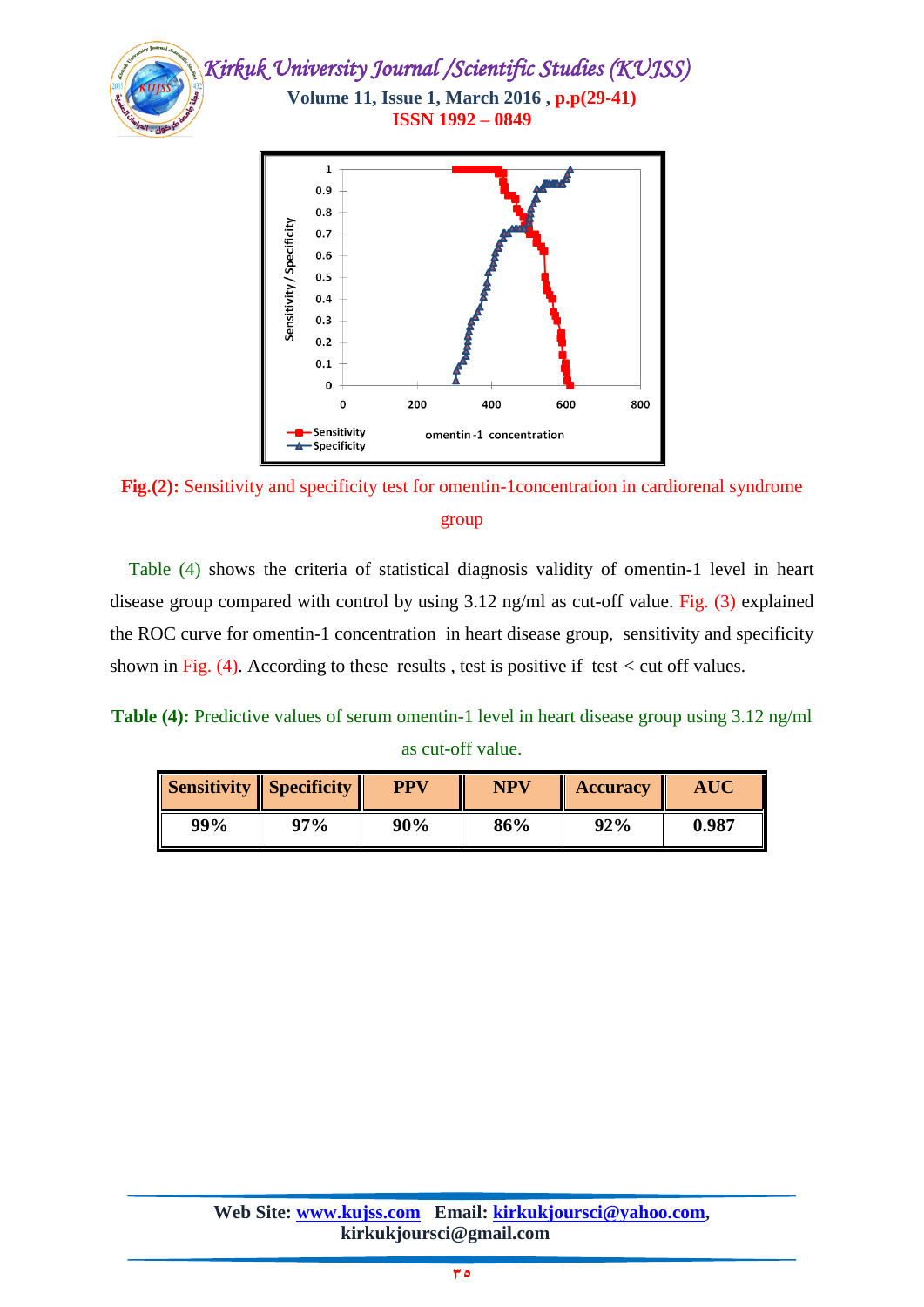**Fig.(2):** Sensitivity and specificity test for omentin-1concentration in cardiorenal syndrome group

Table (4) shows the criteria of statistical diagnosis validity of omentin-1 level in heart disease group compared with control by using 3.12 ng/ml as cut-off value. Fig. (3) explained the ROC curve for omentin-1 concentration in heart disease group, sensitivity and specificity shown in Fig. (4). According to these results , test is positive if test < cut off values.

**Table (4):** Predictive values of serum omentin-1 level in heart disease group using 3.12 ng/ml as cut-off value.

| Sensitivity | Specificity | PPV | NPV | Accuracy | AUC |
|---|---|---|---|---|---|
| 99% | 97% | 90% | 86% | 92% | 0.987 |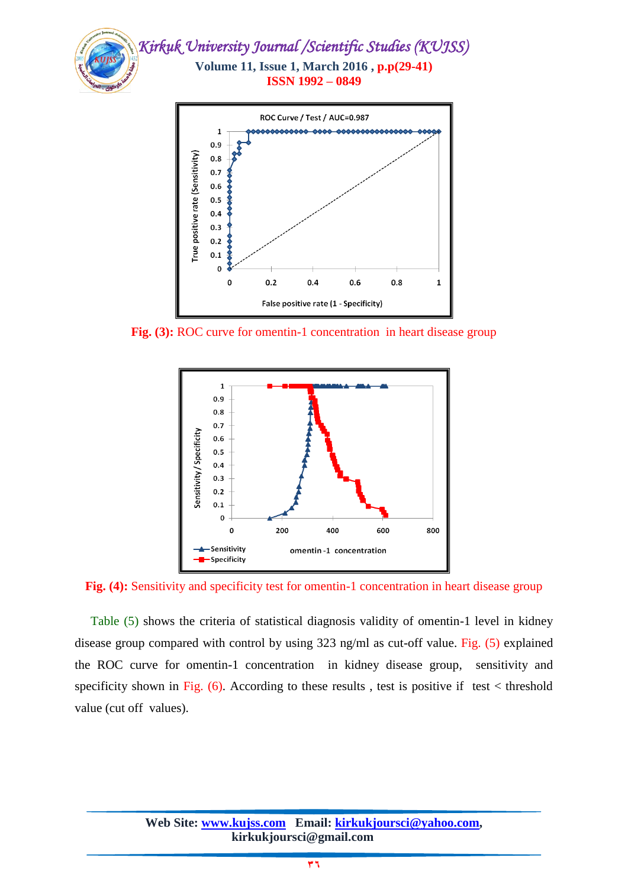Fig. (3): ROC curve for omentin-1 concentration in heart disease group

Fig. (4): Sensitivity and specificity test for omentin-1 concentration in heart disease group

Table (5) shows the criteria of statistical diagnosis validity of omentin-1 level in kidney disease group compared with control by using 323 ng/ml as cut-off value. Fig. (5) explained the ROC curve for omentin-1 concentration in kidney disease group, sensitivity and specificity shown in Fig. (6). According to these results , test is positive if test < threshold value (cut off values).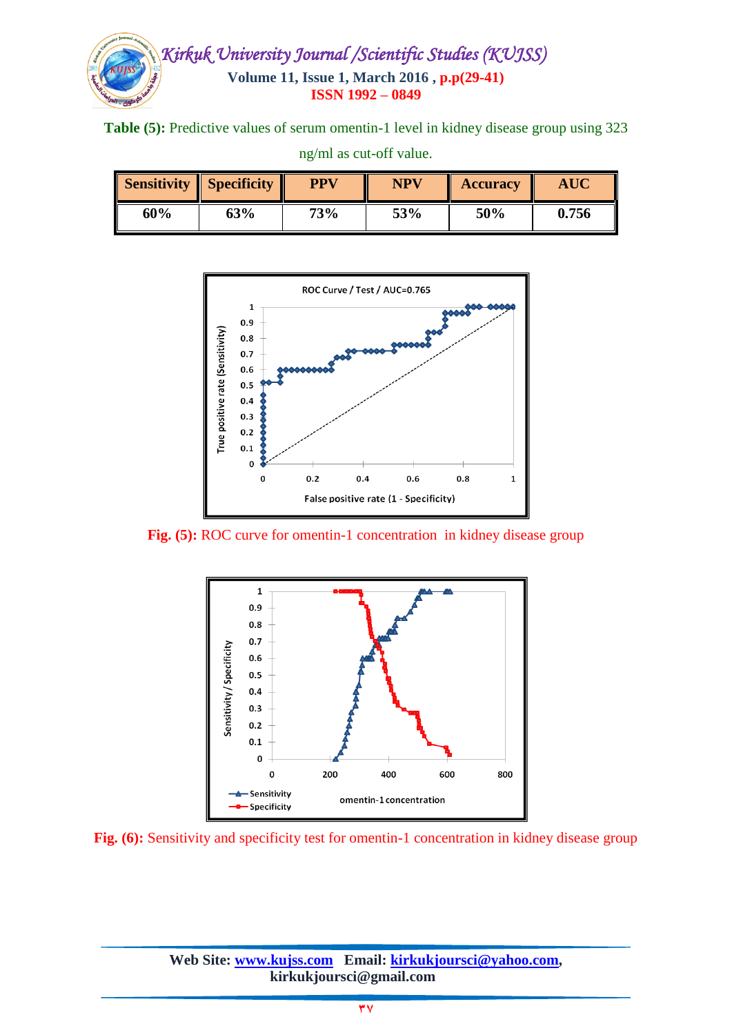**Table (5):** Predictive values of serum omentin-1 level in kidney disease group using 323 ng/ml as cut-off value.

| Sensitivity | Specificity | PPV | NPV | Accuracy | AUC |
|---|---|---|---|---|---|
| 60% | 63% | 73% | 53% | 50% | 0.756 |

**Fig. (5):** ROC curve for omentin-1 concentration in kidney disease group

**Fig. (6):** Sensitivity and specificity test for omentin-1 concentration in kidney disease group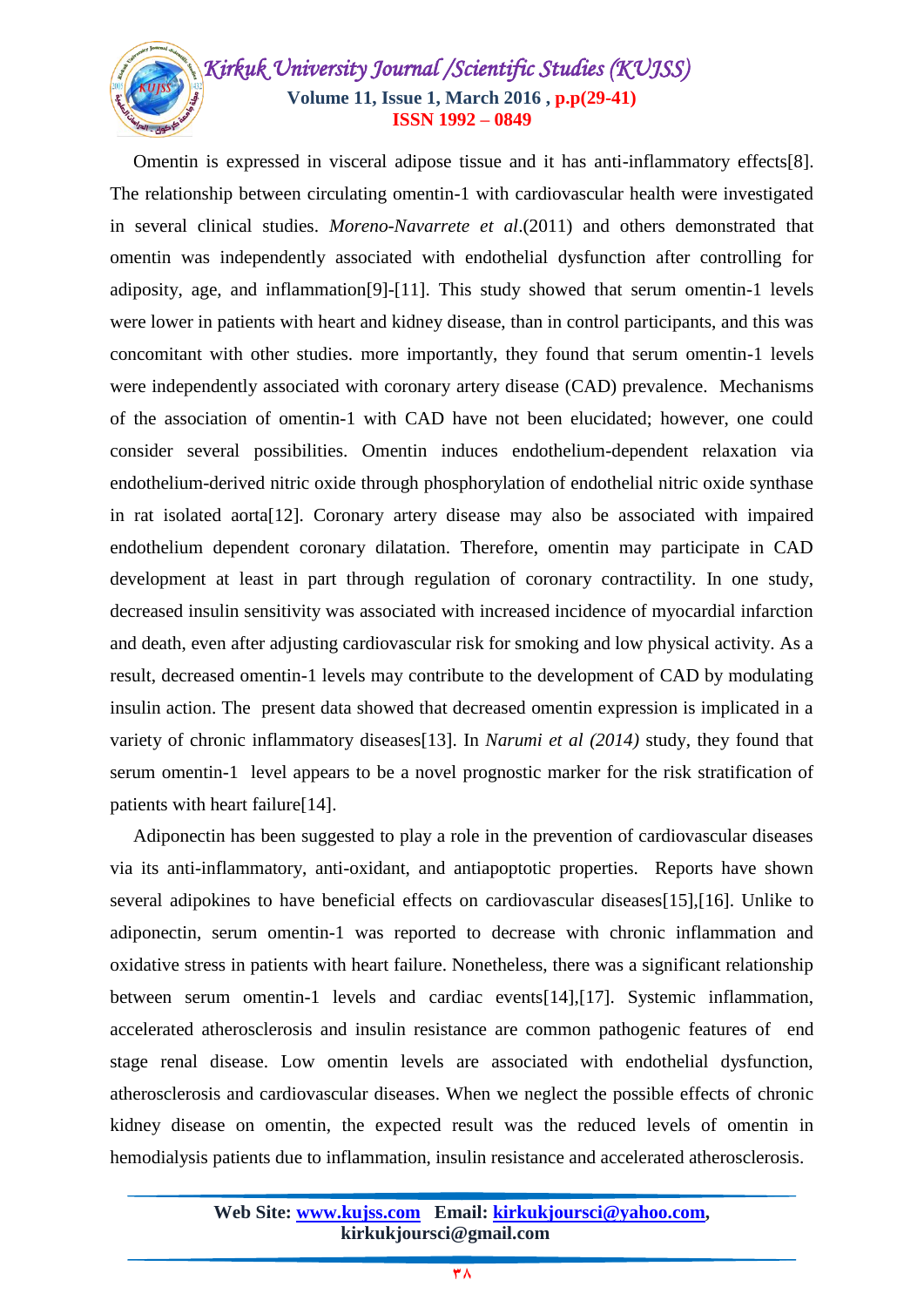Omentin is expressed in visceral adipose tissue and it has anti-inflammatory effects[8]. The relationship between circulating omentin-1 with cardiovascular health were investigated in several clinical studies. *Moreno-Navarrete et al*.(2011) and others demonstrated that omentin was independently associated with endothelial dysfunction after controlling for adiposity, age, and inflammation[9]-[11]. This study showed that serum omentin-1 levels were lower in patients with heart and kidney disease, than in control participants, and this was concomitant with other studies. more importantly, they found that serum omentin-1 levels were independently associated with coronary artery disease (CAD) prevalence. Mechanisms of the association of omentin-1 with CAD have not been elucidated; however, one could consider several possibilities. Omentin induces endothelium-dependent relaxation via endothelium-derived nitric oxide through phosphorylation of endothelial nitric oxide synthase in rat isolated aorta[12]. Coronary artery disease may also be associated with impaired endothelium dependent coronary dilatation. Therefore, omentin may participate in CAD development at least in part through regulation of coronary contractility. In one study, decreased insulin sensitivity was associated with increased incidence of myocardial infarction and death, even after adjusting cardiovascular risk for smoking and low physical activity. As a result, decreased omentin-1 levels may contribute to the development of CAD by modulating insulin action. The present data showed that decreased omentin expression is implicated in a variety of chronic inflammatory diseases[13]. In *Narumi et al (2014)* study, they found that serum omentin-1 level appears to be a novel prognostic marker for the risk stratification of patients with heart failure[14].

Adiponectin has been suggested to play a role in the prevention of cardiovascular diseases via its anti-inflammatory, anti-oxidant, and antiapoptotic properties. Reports have shown several adipokines to have beneficial effects on cardiovascular diseases[15],[16]. Unlike to adiponectin, serum omentin-1 was reported to decrease with chronic inflammation and oxidative stress in patients with heart failure. Nonetheless, there was a significant relationship between serum omentin-1 levels and cardiac events[14],[17]. Systemic inflammation, accelerated atherosclerosis and insulin resistance are common pathogenic features of end stage renal disease. Low omentin levels are associated with endothelial dysfunction, atherosclerosis and cardiovascular diseases. When we neglect the possible effects of chronic kidney disease on omentin, the expected result was the reduced levels of omentin in hemodialysis patients due to inflammation, insulin resistance and accelerated atherosclerosis.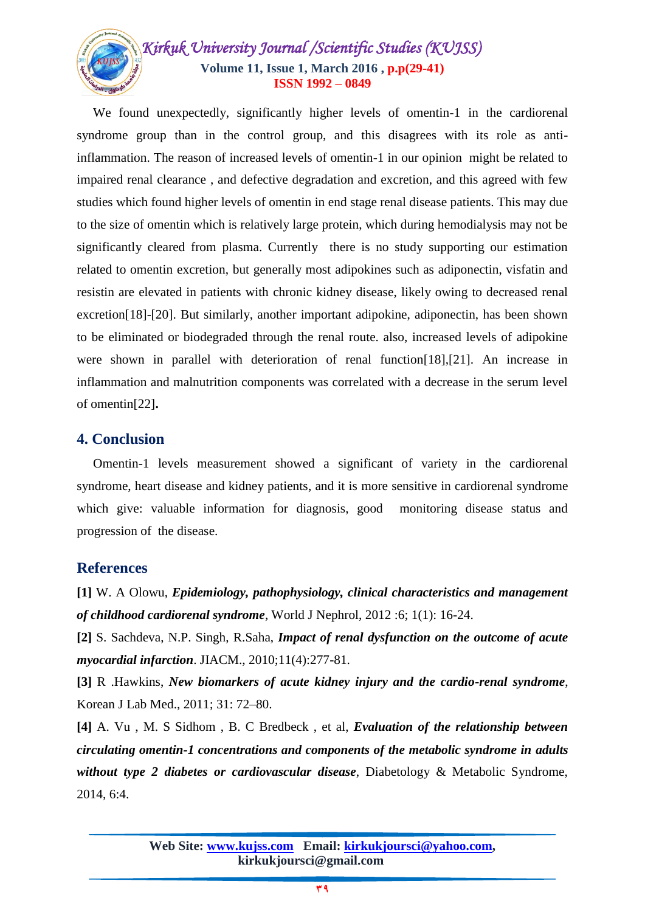We found unexpectedly, significantly higher levels of omentin-1 in the cardiorenal syndrome group than in the control group, and this disagrees with its role as anti-inflammation. The reason of increased levels of omentin-1 in our opinion might be related to impaired renal clearance , and defective degradation and excretion, and this agreed with few studies which found higher levels of omentin in end stage renal disease patients. This may due to the size of omentin which is relatively large protein, which during hemodialysis may not be significantly cleared from plasma. Currently there is no study supporting our estimation related to omentin excretion, but generally most adipokines such as adiponectin, visfatin and resistin are elevated in patients with chronic kidney disease, likely owing to decreased renal excretion[18]-[20]. But similarly, another important adipokine, adiponectin, has been shown to be eliminated or biodegraded through the renal route. also, increased levels of adipokine were shown in parallel with deterioration of renal function[18],[21]. An increase in inflammation and malnutrition components was correlated with a decrease in the serum level of omentin[22]**.**

## 4. Conclusion

Omentin-1 levels measurement showed a significant of variety in the cardiorenal syndrome, heart disease and kidney patients, and it is more sensitive in cardiorenal syndrome which give: valuable information for diagnosis, good monitoring disease status and progression of the disease.

## References

**[1]** W. A Olowu, ***Epidemiology, pathophysiology, clinical characteristics and management of childhood cardiorenal syndrome***, World J Nephrol, 2012 :6; 1(1): 16-24.

**[2]** S. Sachdeva, N.P. Singh, R.Saha, ***Impact of renal dysfunction on the outcome of acute myocardial infarction***. JIACM., 2010;11(4):277-81.

**[3]** R .Hawkins, ***New biomarkers of acute kidney injury and the cardio-renal syndrome***, Korean J Lab Med., 2011; 31: 72–80.

**[4]** A. Vu , M. S Sidhom , B. C Bredbeck , et al, ***Evaluation of the relationship between circulating omentin-1 concentrations and components of the metabolic syndrome in adults without type 2 diabetes or cardiovascular disease***, Diabetology & Metabolic Syndrome, 2014, 6:4.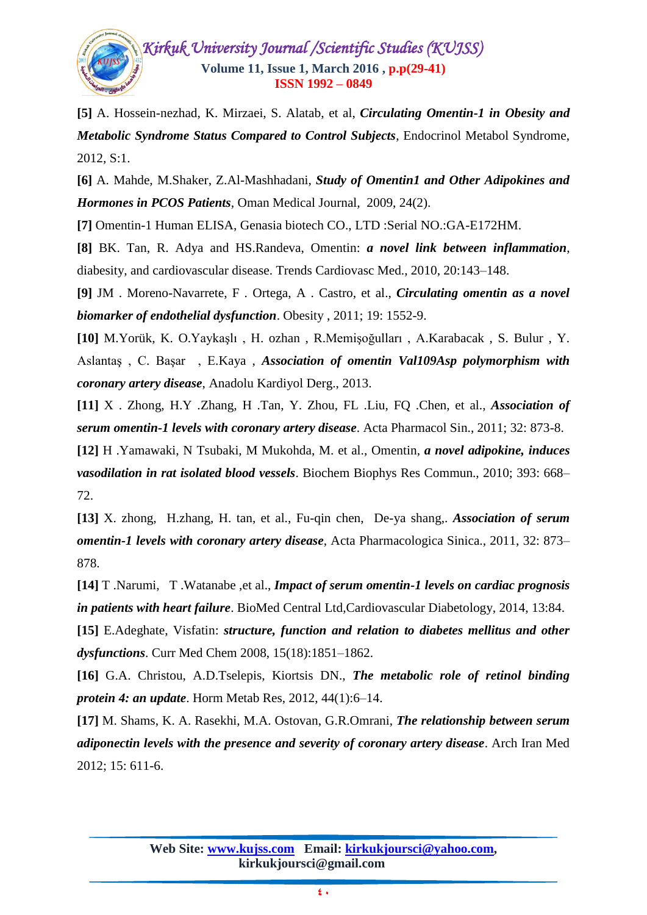**[5]** A. Hossein-nezhad, K. Mirzaei, S. Alatab, et al, ***Circulating Omentin-1 in Obesity and Metabolic Syndrome Status Compared to Control Subjects***, Endocrinol Metabol Syndrome, 2012, S:1.

**[6]** A. Mahde, M.Shaker, Z.Al-Mashhadani, ***Study of Omentin1 and Other Adipokines and Hormones in PCOS Patients***, Oman Medical Journal, 2009, 24(2).

**[7]** Omentin-1 Human ELISA, Genasia biotech CO., LTD :Serial NO.:GA-E172HM.

**[8]** BK. Tan, R. Adya and HS.Randeva, Omentin: ***a novel link between inflammation***, diabesity, and cardiovascular disease. Trends Cardiovasc Med., 2010, 20:143–148.

**[9]** JM . Moreno-Navarrete, F . Ortega, A . Castro, et al., ***Circulating omentin as a novel biomarker of endothelial dysfunction***. Obesity , 2011; 19: 1552-9.

**[10]** M.Yorük, K. O.Yaykaşlı , H. ozhan , R.Memişoğulları , A.Karabacak , S. Bulur , Y. Aslantaş , C. Başar , E.Kaya , ***Association of omentin Val109Asp polymorphism with coronary artery disease***, Anadolu Kardiyol Derg., 2013.

**[11]** X . Zhong, H.Y .Zhang, H .Tan, Y. Zhou, FL .Liu, FQ .Chen, et al., ***Association of serum omentin-1 levels with coronary artery disease***. Acta Pharmacol Sin., 2011; 32: 873-8.

**[12]** H .Yamawaki, N Tsubaki, M Mukohda, M. et al., Omentin, ***a novel adipokine, induces vasodilation in rat isolated blood vessels***. Biochem Biophys Res Commun., 2010; 393: 668–72.

**[13]** X. zhong, H.zhang, H. tan, et al., Fu-qin chen, De-ya shang,. ***Association of serum omentin-1 levels with coronary artery disease***, Acta Pharmacologica Sinica., 2011, 32: 873–878.

**[14]** T .Narumi, T .Watanabe ,et al., ***Impact of serum omentin-1 levels on cardiac prognosis in patients with heart failure***. BioMed Central Ltd,Cardiovascular Diabetology, 2014, 13:84.

**[15]** E.Adeghate, Visfatin: ***structure, function and relation to diabetes mellitus and other dysfunctions***. Curr Med Chem 2008, 15(18):1851–1862.

**[16]** G.A. Christou, A.D.Tselepis, Kiortsis DN., ***The metabolic role of retinol binding protein 4: an update***. Horm Metab Res, 2012, 44(1):6–14.

**[17]** M. Shams, K. A. Rasekhi, M.A. Ostovan, G.R.Omrani, ***The relationship between serum adiponectin levels with the presence and severity of coronary artery disease***. Arch Iran Med 2012; 15: 611-6.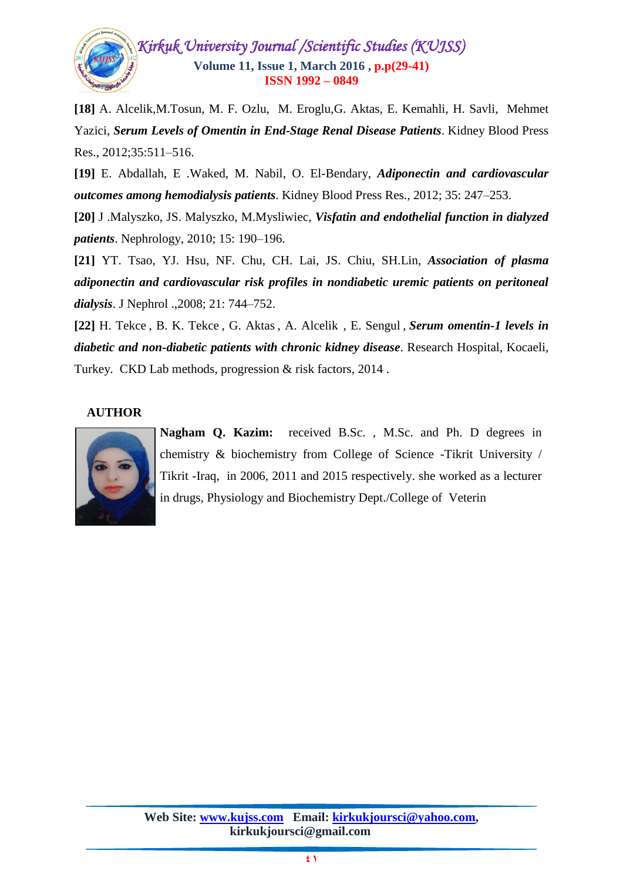**[18]** A. Alcelik,M.Tosun, M. F. Ozlu, M. Eroglu,G. Aktas, E. Kemahli, H. Savli, Mehmet Yazici, ***Serum Levels of Omentin in End-Stage Renal Disease Patients***. Kidney Blood Press Res., 2012;35:511–516.

**[19]** E. Abdallah, E .Waked, M. Nabil, O. El-Bendary, ***Adiponectin and cardiovascular outcomes among hemodialysis patients***. Kidney Blood Press Res., 2012; 35: 247–253.

**[20]** J .Malyszko, JS. Malyszko, M.Mysliwiec, ***Visfatin and endothelial function in dialyzed patients***. Nephrology, 2010; 15: 190–196.

**[21]** YT. Tsao, YJ. Hsu, NF. Chu, CH. Lai, JS. Chiu, SH.Lin, ***Association of plasma adiponectin and cardiovascular risk profiles in nondiabetic uremic patients on peritoneal dialysis***. J Nephrol .,2008; 21: 744–752.

**[22]** H. Tekce , B. K. Tekce , G. Aktas , A. Alcelik , E. Sengul , ***Serum omentin-1 levels in diabetic and non-diabetic patients with chronic kidney disease***. Research Hospital, Kocaeli, Turkey. CKD Lab methods, progression & risk factors, 2014 .

## AUTHOR

**Nagham Q. Kazim:** received B.Sc. , M.Sc. and Ph. D degrees in chemistry & biochemistry from College of Science -Tikrit University / Tikrit -Iraq, in 2006, 2011 and 2015 respectively. she worked as a lecturer in drugs, Physiology and Biochemistry Dept./College of Veterin